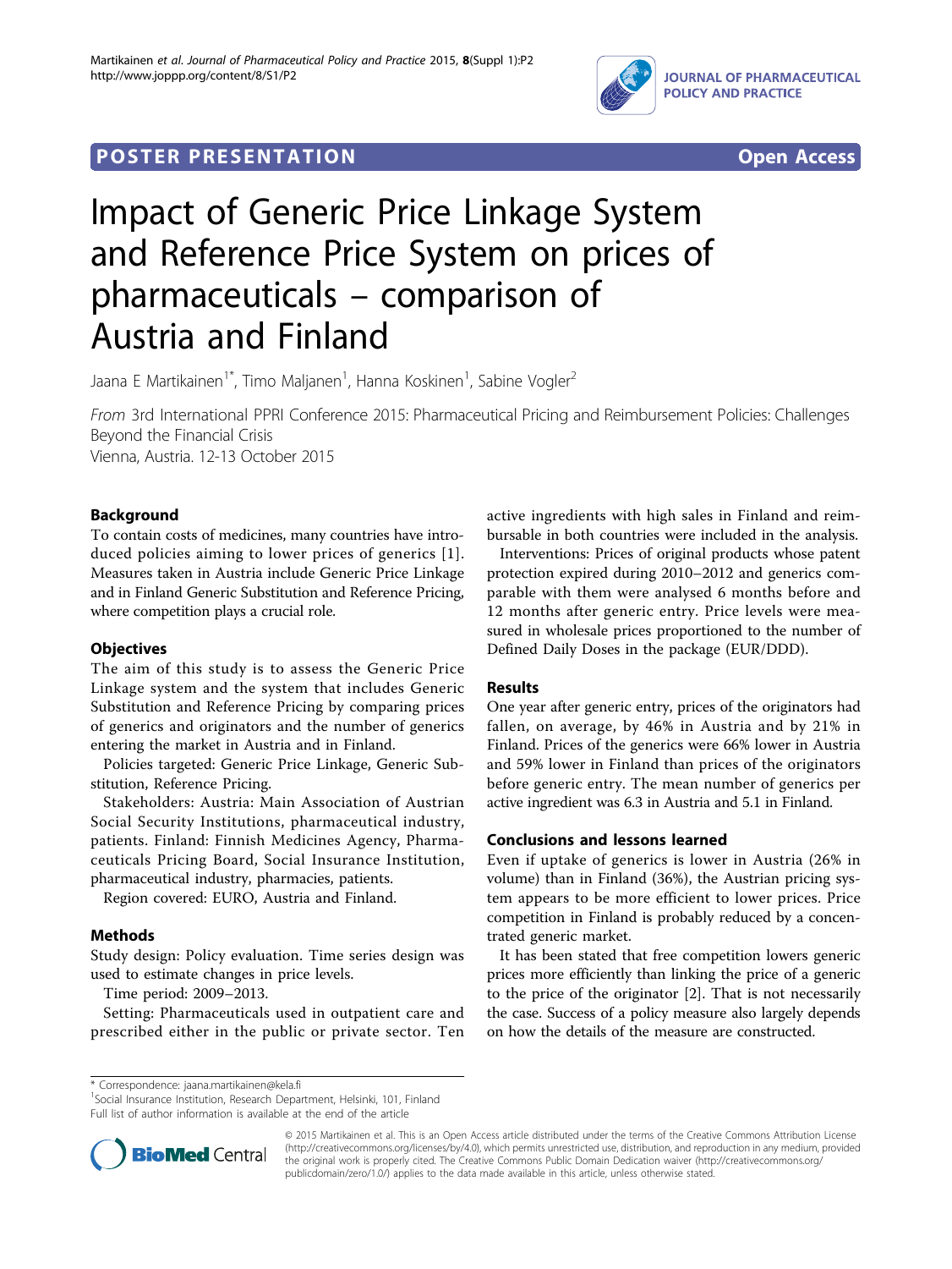POSTER PRESENTATION — Open Access

# Impact of Generic Price Linkage System and Reference Price System on prices of pharmaceuticals – comparison of Austria and Finland

Jaana E Martikainen[1*], Timo Maljanen[1], Hanna Koskinen[1], Sabine Vogler[2]

*From* 3rd International PPRI Conference 2015: Pharmaceutical Pricing and Reimbursement Policies: Challenges Beyond the Financial Crisis
Vienna, Austria. 12-13 October 2015

## Background

To contain costs of medicines, many countries have introduced policies aiming to lower prices of generics [1]. Measures taken in Austria include Generic Price Linkage and in Finland Generic Substitution and Reference Pricing, where competition plays a crucial role.

## Objectives

The aim of this study is to assess the Generic Price Linkage system and the system that includes Generic Substitution and Reference Pricing by comparing prices of generics and originators and the number of generics entering the market in Austria and in Finland.

Policies targeted: Generic Price Linkage, Generic Substitution, Reference Pricing.

Stakeholders: Austria: Main Association of Austrian Social Security Institutions, pharmaceutical industry, patients. Finland: Finnish Medicines Agency, Pharmaceuticals Pricing Board, Social Insurance Institution, pharmaceutical industry, pharmacies, patients.

Region covered: EURO, Austria and Finland.

## Methods

Study design: Policy evaluation. Time series design was used to estimate changes in price levels.

Time period: 2009–2013.

Setting: Pharmaceuticals used in outpatient care and prescribed either in the public or private sector. Ten active ingredients with high sales in Finland and reimbursable in both countries were included in the analysis.

Interventions: Prices of original products whose patent protection expired during 2010–2012 and generics comparable with them were analysed 6 months before and 12 months after generic entry. Price levels were measured in wholesale prices proportioned to the number of Defined Daily Doses in the package (EUR/DDD).

## Results

One year after generic entry, prices of the originators had fallen, on average, by 46% in Austria and by 21% in Finland. Prices of the generics were 66% lower in Austria and 59% lower in Finland than prices of the originators before generic entry. The mean number of generics per active ingredient was 6.3 in Austria and 5.1 in Finland.

## Conclusions and lessons learned

Even if uptake of generics is lower in Austria (26% in volume) than in Finland (36%), the Austrian pricing system appears to be more efficient to lower prices. Price competition in Finland is probably reduced by a concentrated generic market.

It has been stated that free competition lowers generic prices more efficiently than linking the price of a generic to the price of the originator [2]. That is not necessarily the case. Success of a policy measure also largely depends on how the details of the measure are constructed.

---

\* Correspondence: jaana.martikainen@kela.fi
[1]Social Insurance Institution, Research Department, Helsinki, 101, Finland
Full list of author information is available at the end of the article

© 2015 Martikainen et al. This is an Open Access article distributed under the terms of the Creative Commons Attribution License (http://creativecommons.org/licenses/by/4.0), which permits unrestricted use, distribution, and reproduction in any medium, provided the original work is properly cited. The Creative Commons Public Domain Dedication waiver (http://creativecommons.org/publicdomain/zero/1.0/) applies to the data made available in this article, unless otherwise stated.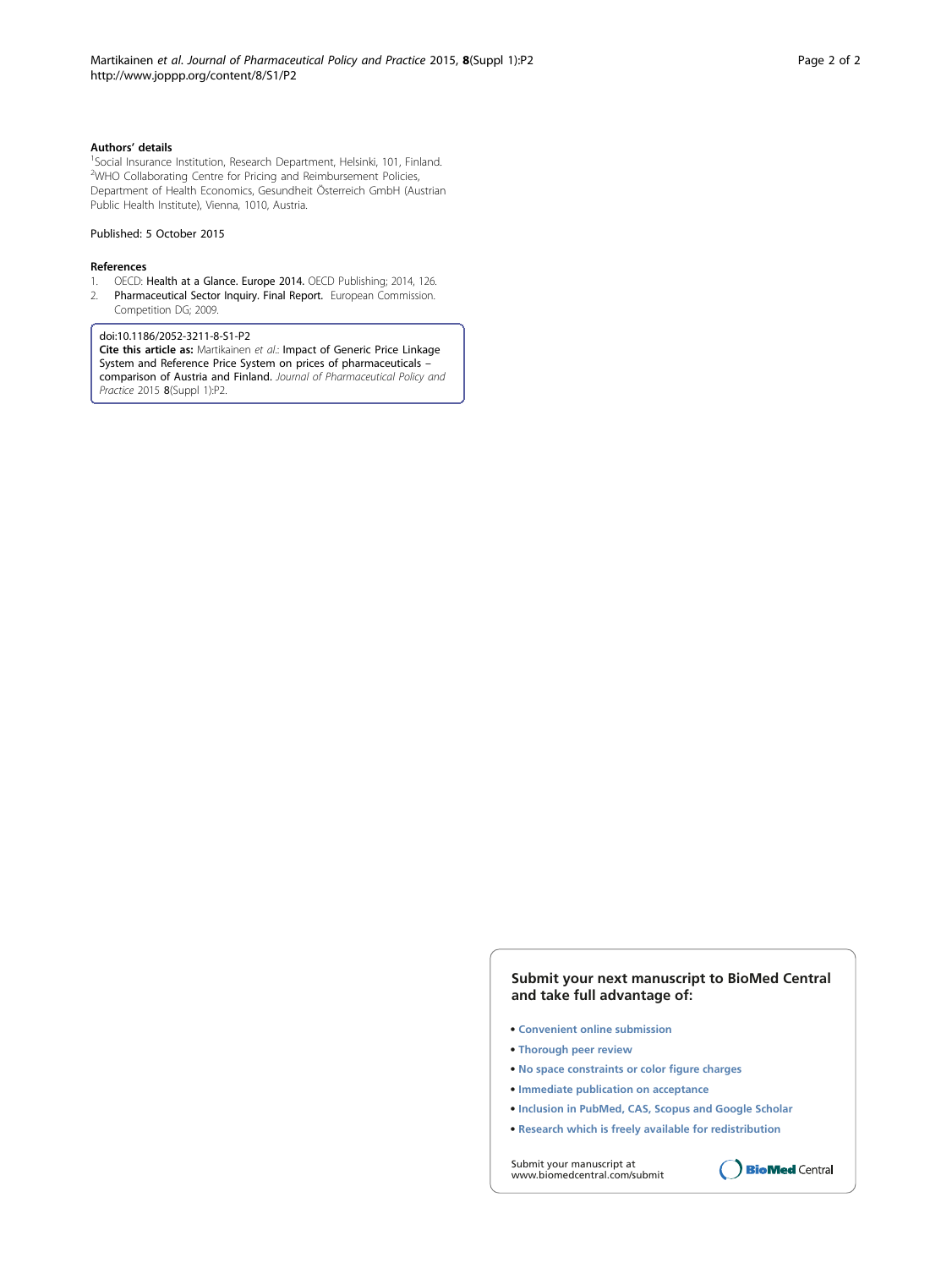### Authors' details

[1]Social Insurance Institution, Research Department, Helsinki, 101, Finland. [2]WHO Collaborating Centre for Pricing and Reimbursement Policies, Department of Health Economics, Gesundheit Österreich GmbH (Austrian Public Health Institute), Vienna, 1010, Austria.

Published: 5 October 2015

### References

1. OECD: **Health at a Glance. Europe 2014.** OECD Publishing; 2014, 126.
2. **Pharmaceutical Sector Inquiry. Final Report.** European Commission. Competition DG; 2009.

doi:10.1186/2052-3211-8-S1-P2

**Cite this article as:** Martikainen *et al.*: Impact of Generic Price Linkage System and Reference Price System on prices of pharmaceuticals – comparison of Austria and Finland. *Journal of Pharmaceutical Policy and Practice* 2015 **8**(Suppl 1):P2.

**Submit your next manuscript to BioMed Central and take full advantage of:**

- **Convenient online submission**
- **Thorough peer review**
- **No space constraints or color figure charges**
- **Immediate publication on acceptance**
- **Inclusion in PubMed, CAS, Scopus and Google Scholar**
- **Research which is freely available for redistribution**

Submit your manuscript at www.biomedcentral.com/submit

BioMed Central